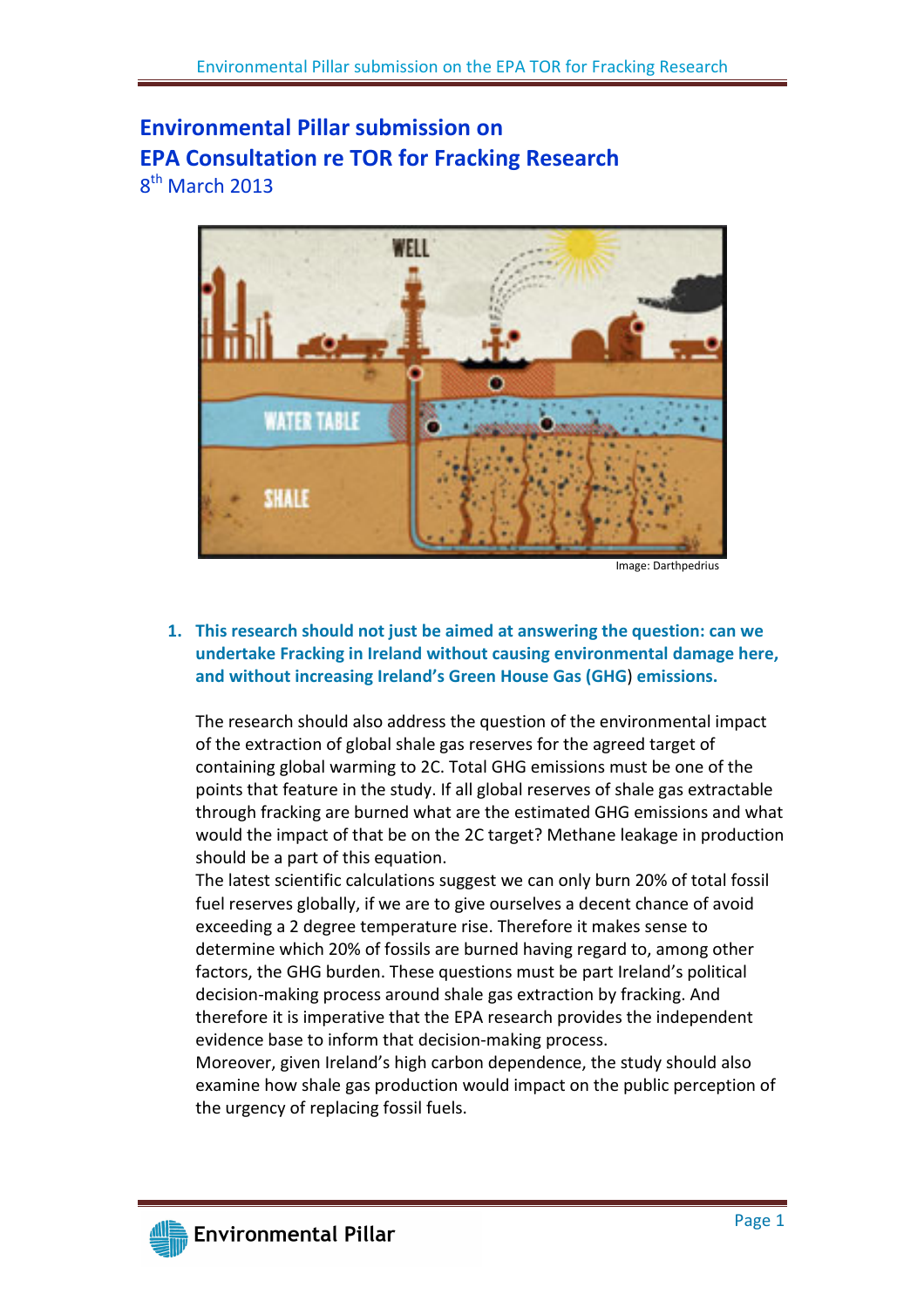# Environmental Pillar submission on EPA Consultation re TOR for Fracking Research

8th March 2013

Image: Darthpedrius

1. **This research should not just be aimed at answering the question: can we undertake Fracking in Ireland without causing environmental damage here, and without increasing Ireland's Green House Gas (GHG) emissions.**

   The research should also address the question of the environmental impact of the extraction of global shale gas reserves for the agreed target of containing global warming to 2C. Total GHG emissions must be one of the points that feature in the study. If all global reserves of shale gas extractable through fracking are burned what are the estimated GHG emissions and what would the impact of that be on the 2C target? Methane leakage in production should be a part of this equation.

   The latest scientific calculations suggest we can only burn 20% of total fossil fuel reserves globally, if we are to give ourselves a decent chance of avoid exceeding a 2 degree temperature rise. Therefore it makes sense to determine which 20% of fossils are burned having regard to, among other factors, the GHG burden. These questions must be part Ireland's political decision-making process around shale gas extraction by fracking. And therefore it is imperative that the EPA research provides the independent evidence base to inform that decision-making process.

   Moreover, given Ireland's high carbon dependence, the study should also examine how shale gas production would impact on the public perception of the urgency of replacing fossil fuels.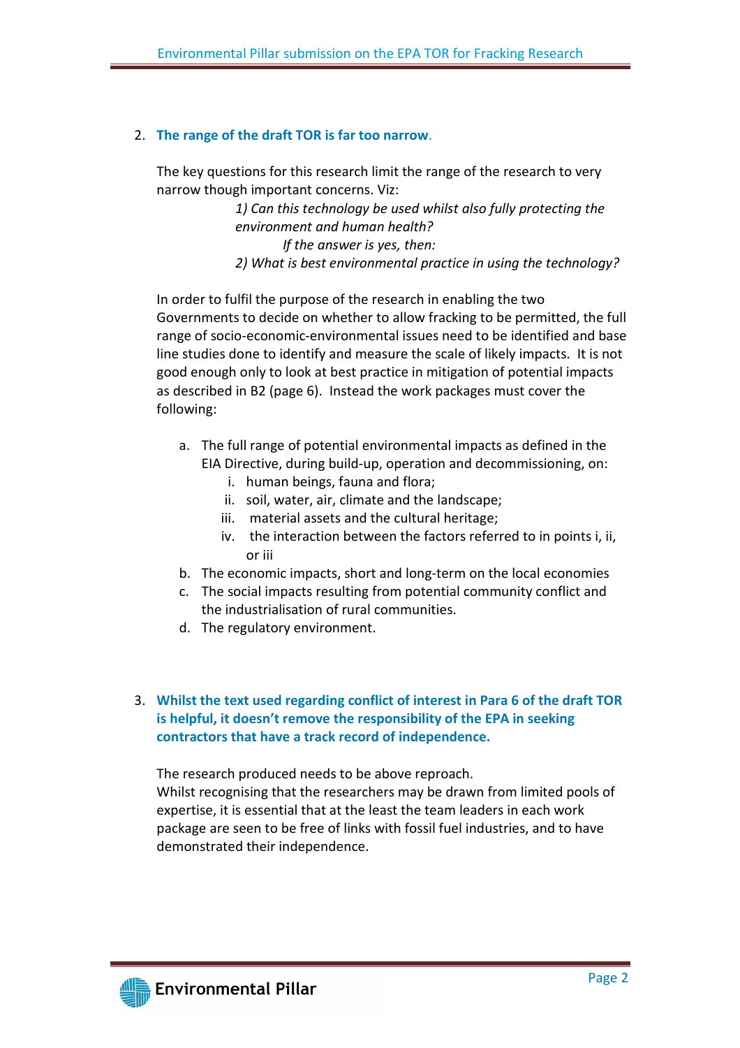2. **The range of the draft TOR is far too narrow.**

   The key questions for this research limit the range of the research to very narrow though important concerns. Viz:

   > *1) Can this technology be used whilst also fully protecting the environment and human health?*
   >
   > *If the answer is yes, then:*
   >
   > *2) What is best environmental practice in using the technology?*

   In order to fulfil the purpose of the research in enabling the two Governments to decide on whether to allow fracking to be permitted, the full range of socio-economic-environmental issues need to be identified and base line studies done to identify and measure the scale of likely impacts. It is not good enough only to look at best practice in mitigation of potential impacts as described in B2 (page 6). Instead the work packages must cover the following:

   a. The full range of potential environmental impacts as defined in the EIA Directive, during build-up, operation and decommissioning, on:
      i. human beings, fauna and flora;
      ii. soil, water, air, climate and the landscape;
      iii. material assets and the cultural heritage;
      iv. the interaction between the factors referred to in points i, ii, or iii
   b. The economic impacts, short and long-term on the local economies
   c. The social impacts resulting from potential community conflict and the industrialisation of rural communities.
   d. The regulatory environment.

3. **Whilst the text used regarding conflict of interest in Para 6 of the draft TOR is helpful, it doesn't remove the responsibility of the EPA in seeking contractors that have a track record of independence.**

   The research produced needs to be above reproach.
   Whilst recognising that the researchers may be drawn from limited pools of expertise, it is essential that at the least the team leaders in each work package are seen to be free of links with fossil fuel industries, and to have demonstrated their independence.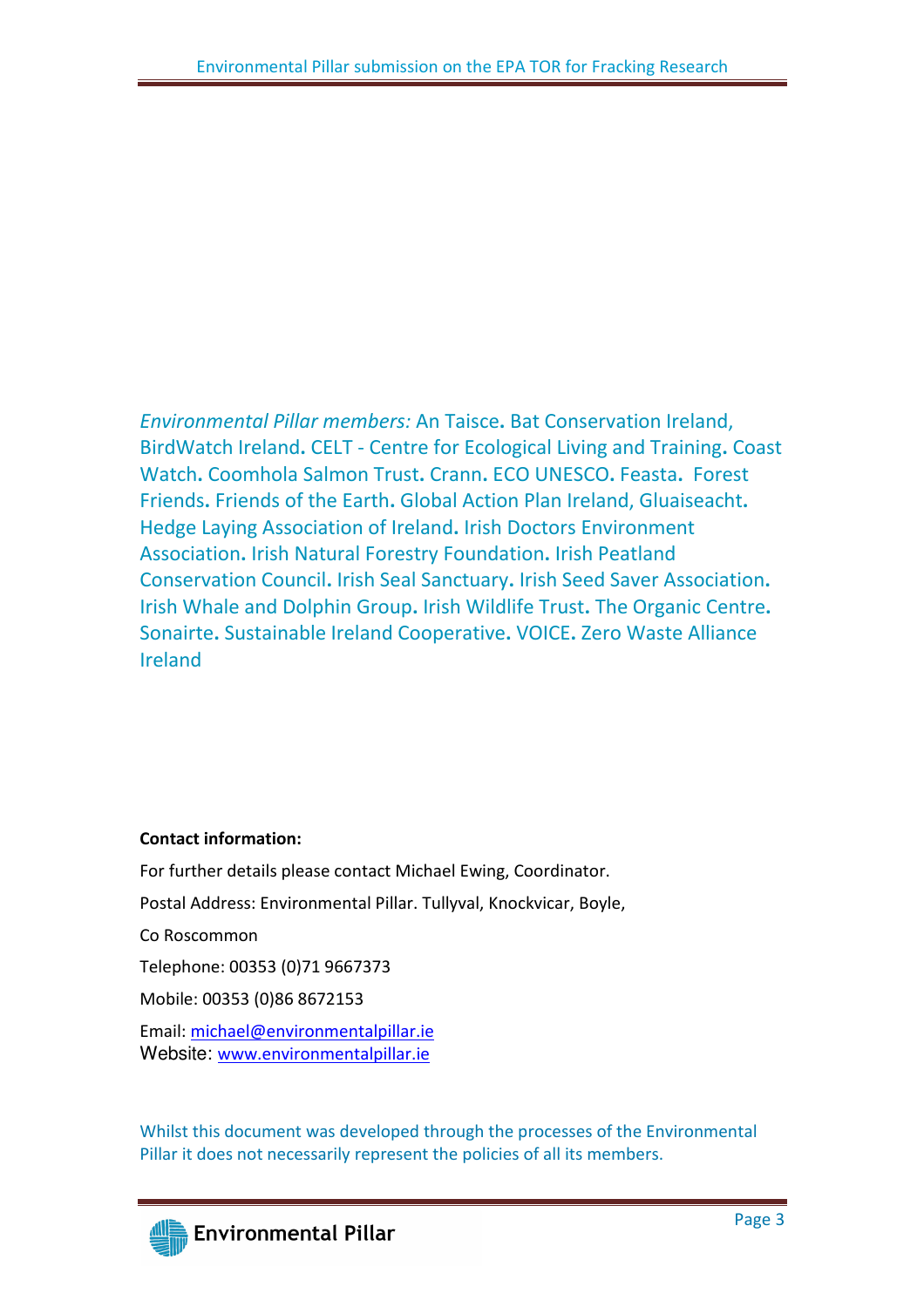*Environmental Pillar members:* An Taisce. Bat Conservation Ireland, BirdWatch Ireland. CELT - Centre for Ecological Living and Training. Coast Watch. Coomhola Salmon Trust. Crann. ECO UNESCO. Feasta. Forest Friends. Friends of the Earth. Global Action Plan Ireland, Gluaiseacht. Hedge Laying Association of Ireland. Irish Doctors Environment Association. Irish Natural Forestry Foundation. Irish Peatland Conservation Council. Irish Seal Sanctuary. Irish Seed Saver Association. Irish Whale and Dolphin Group. Irish Wildlife Trust. The Organic Centre. Sonairte. Sustainable Ireland Cooperative. VOICE. Zero Waste Alliance Ireland

**Contact information:**

For further details please contact Michael Ewing, Coordinator.

Postal Address: Environmental Pillar. Tullyval, Knockvicar, Boyle,

Co Roscommon

Telephone: 00353 (0)71 9667373

Mobile: 00353 (0)86 8672153

Email: michael@environmentalpillar.ie
Website: www.environmentalpillar.ie

Whilst this document was developed through the processes of the Environmental Pillar it does not necessarily represent the policies of all its members.